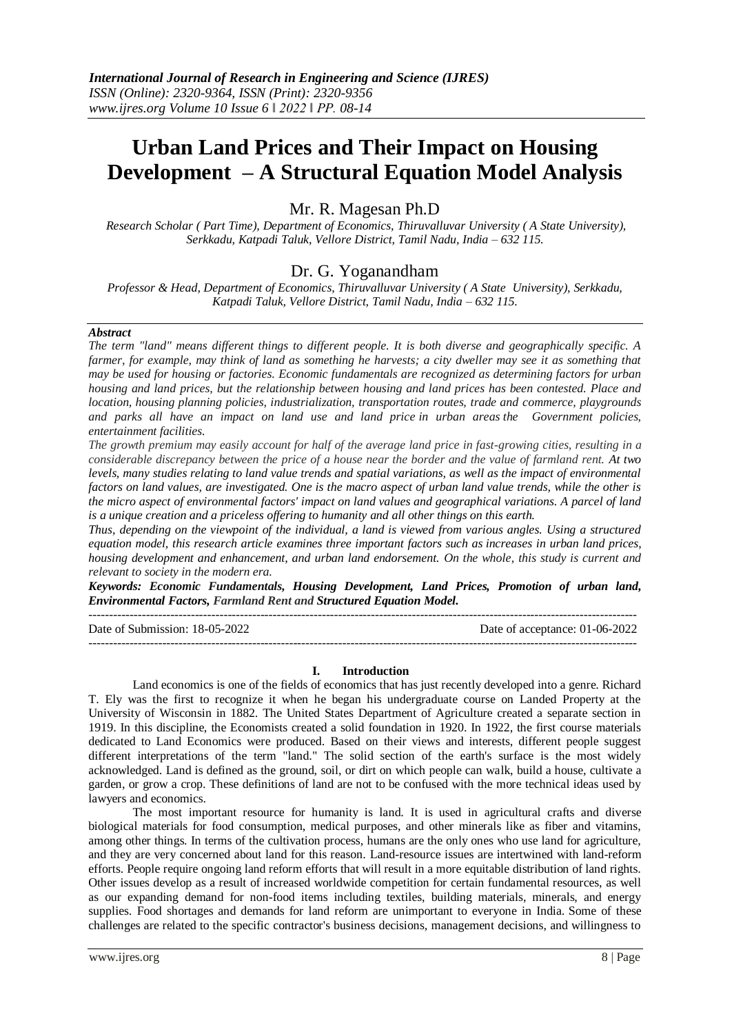*International Journal of Research in Engineering and Science (IJRES)*
*ISSN (Online): 2320-9364, ISSN (Print): 2320-9356*
*www.ijres.org Volume 10 Issue 6 ǁ 2022 ǁ PP. 08-14*

# Urban Land Prices and Their Impact on Housing Development – A Structural Equation Model Analysis

## Mr. R. Magesan Ph.D

*Research Scholar ( Part Time), Department of Economics, Thiruvalluvar University ( A State University), Serkkadu, Katpadi Taluk, Vellore District, Tamil Nadu, India – 632 115.*

## Dr. G. Yoganandham

*Professor & Head, Department of Economics, Thiruvalluvar University ( A State University), Serkkadu, Katpadi Taluk, Vellore District, Tamil Nadu, India – 632 115.*

***Abstract***

*The term "land" means different things to different people. It is both diverse and geographically specific. A farmer, for example, may think of land as something he harvests; a city dweller may see it as something that may be used for housing or factories. Economic fundamentals are recognized as determining factors for urban housing and land prices, but the relationship between housing and land prices has been contested. Place and location, housing planning policies, industrialization, transportation routes, trade and commerce, playgrounds and parks all have an impact on land use and land price in urban areas the Government policies, entertainment facilities.*

*The growth premium may easily account for half of the average land price in fast-growing cities, resulting in a considerable discrepancy between the price of a house near the border and the value of farmland rent. At two levels, many studies relating to land value trends and spatial variations, as well as the impact of environmental factors on land values, are investigated. One is the macro aspect of urban land value trends, while the other is the micro aspect of environmental factors' impact on land values and geographical variations. A parcel of land is a unique creation and a priceless offering to humanity and all other things on this earth.*

*Thus, depending on the viewpoint of the individual, a land is viewed from various angles. Using a structured equation model, this research article examines three important factors such as increases in urban land prices, housing development and enhancement, and urban land endorsement. On the whole, this study is current and relevant to society in the modern era.*

***Keywords: Economic Fundamentals, Housing Development, Land Prices, Promotion of urban land, Environmental Factors, Farmland Rent and Structured Equation Model.***

---

Date of Submission: 18-05-2022 Date of acceptance: 01-06-2022

---

## I. Introduction

Land economics is one of the fields of economics that has just recently developed into a genre. Richard T. Ely was the first to recognize it when he began his undergraduate course on Landed Property at the University of Wisconsin in 1882. The United States Department of Agriculture created a separate section in 1919. In this discipline, the Economists created a solid foundation in 1920. In 1922, the first course materials dedicated to Land Economics were produced. Based on their views and interests, different people suggest different interpretations of the term "land." The solid section of the earth's surface is the most widely acknowledged. Land is defined as the ground, soil, or dirt on which people can walk, build a house, cultivate a garden, or grow a crop. These definitions of land are not to be confused with the more technical ideas used by lawyers and economics.

The most important resource for humanity is land. It is used in agricultural crafts and diverse biological materials for food consumption, medical purposes, and other minerals like as fiber and vitamins, among other things. In terms of the cultivation process, humans are the only ones who use land for agriculture, and they are very concerned about land for this reason. Land-resource issues are intertwined with land-reform efforts. People require ongoing land reform efforts that will result in a more equitable distribution of land rights. Other issues develop as a result of increased worldwide competition for certain fundamental resources, as well as our expanding demand for non-food items including textiles, building materials, minerals, and energy supplies. Food shortages and demands for land reform are unimportant to everyone in India. Some of these challenges are related to the specific contractor's business decisions, management decisions, and willingness to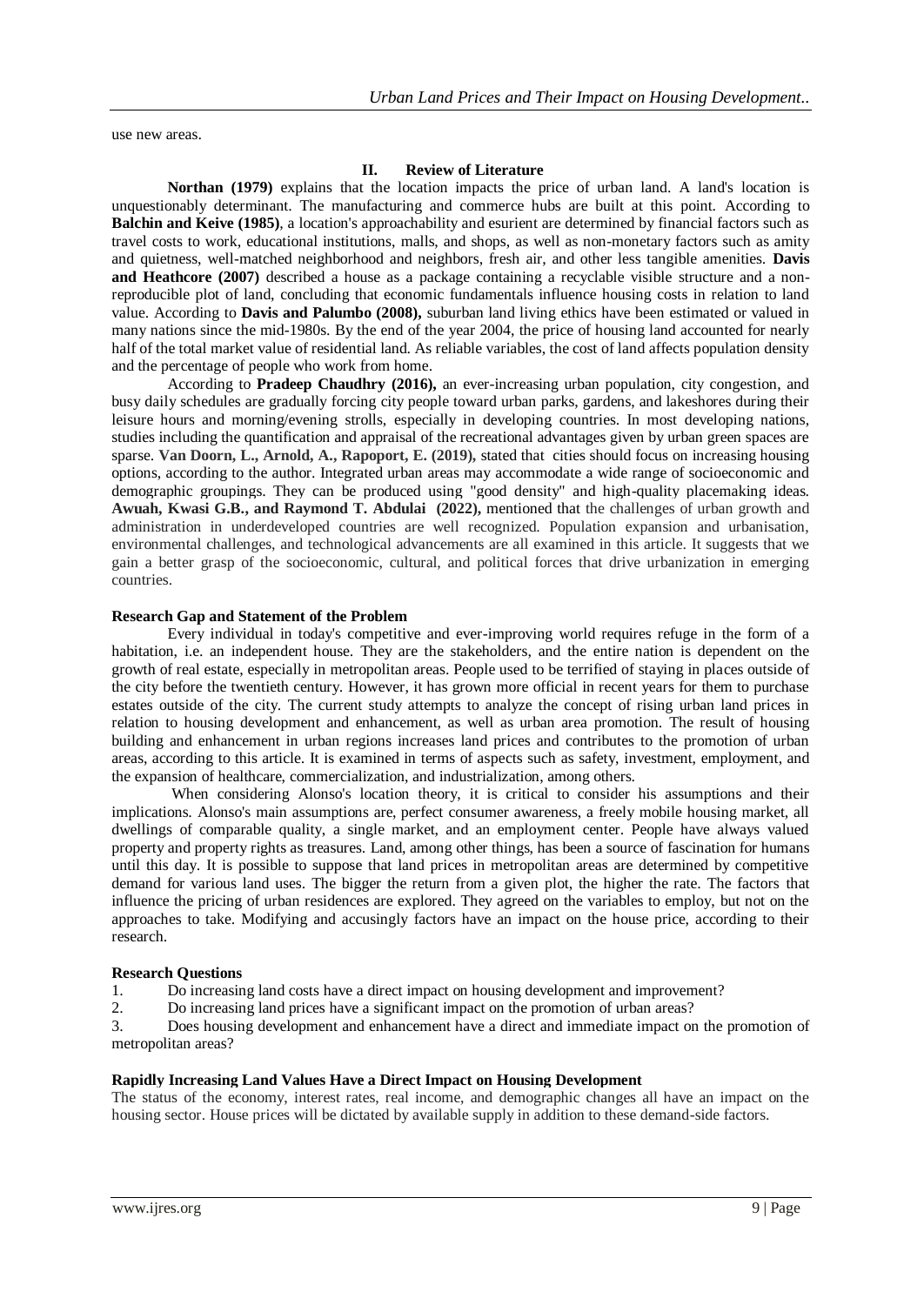use new areas.

## II. Review of Literature

**Northan (1979)** explains that the location impacts the price of urban land. A land's location is unquestionably determinant. The manufacturing and commerce hubs are built at this point. According to **Balchin and Keive (1985)**, a location's approachability and esurient are determined by financial factors such as travel costs to work, educational institutions, malls, and shops, as well as non-monetary factors such as amity and quietness, well-matched neighborhood and neighbors, fresh air, and other less tangible amenities. **Davis and Heathcore (2007)** described a house as a package containing a recyclable visible structure and a non-reproducible plot of land, concluding that economic fundamentals influence housing costs in relation to land value. According to **Davis and Palumbo (2008),** suburban land living ethics have been estimated or valued in many nations since the mid-1980s. By the end of the year 2004, the price of housing land accounted for nearly half of the total market value of residential land. As reliable variables, the cost of land affects population density and the percentage of people who work from home.

According to **Pradeep Chaudhry (2016),** an ever-increasing urban population, city congestion, and busy daily schedules are gradually forcing city people toward urban parks, gardens, and lakeshores during their leisure hours and morning/evening strolls, especially in developing countries. In most developing nations, studies including the quantification and appraisal of the recreational advantages given by urban green spaces are sparse. **Van Doorn, L., Arnold, A., Rapoport, E. (2019),** stated that cities should focus on increasing housing options, according to the author. Integrated urban areas may accommodate a wide range of socioeconomic and demographic groupings. They can be produced using "good density" and high-quality placemaking ideas. **Awuah, Kwasi G.B., and Raymond T. Abdulai (2022),** mentioned that the challenges of urban growth and administration in underdeveloped countries are well recognized. Population expansion and urbanisation, environmental challenges, and technological advancements are all examined in this article. It suggests that we gain a better grasp of the socioeconomic, cultural, and political forces that drive urbanization in emerging countries.

### Research Gap and Statement of the Problem

Every individual in today's competitive and ever-improving world requires refuge in the form of a habitation, i.e. an independent house. They are the stakeholders, and the entire nation is dependent on the growth of real estate, especially in metropolitan areas. People used to be terrified of staying in places outside of the city before the twentieth century. However, it has grown more official in recent years for them to purchase estates outside of the city. The current study attempts to analyze the concept of rising urban land prices in relation to housing development and enhancement, as well as urban area promotion. The result of housing building and enhancement in urban regions increases land prices and contributes to the promotion of urban areas, according to this article. It is examined in terms of aspects such as safety, investment, employment, and the expansion of healthcare, commercialization, and industrialization, among others.

When considering Alonso's location theory, it is critical to consider his assumptions and their implications. Alonso's main assumptions are, perfect consumer awareness, a freely mobile housing market, all dwellings of comparable quality, a single market, and an employment center. People have always valued property and property rights as treasures. Land, among other things, has been a source of fascination for humans until this day. It is possible to suppose that land prices in metropolitan areas are determined by competitive demand for various land uses. The bigger the return from a given plot, the higher the rate. The factors that influence the pricing of urban residences are explored. They agreed on the variables to employ, but not on the approaches to take. Modifying and accusingly factors have an impact on the house price, according to their research.

### Research Questions

1. Do increasing land costs have a direct impact on housing development and improvement?
2. Do increasing land prices have a significant impact on the promotion of urban areas?
3. Does housing development and enhancement have a direct and immediate impact on the promotion of metropolitan areas?

### Rapidly Increasing Land Values Have a Direct Impact on Housing Development

The status of the economy, interest rates, real income, and demographic changes all have an impact on the housing sector. House prices will be dictated by available supply in addition to these demand-side factors.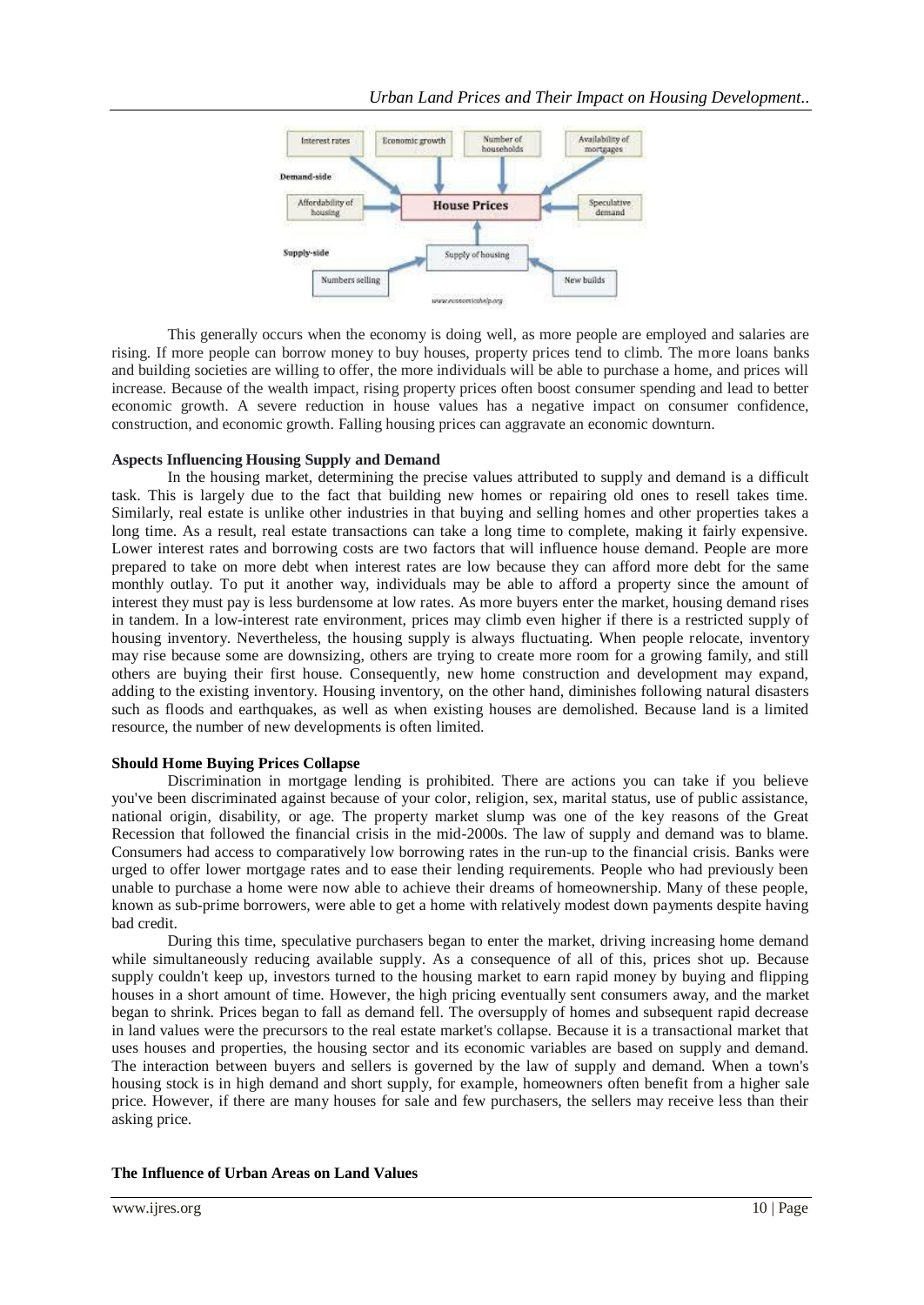This generally occurs when the economy is doing well, as more people are employed and salaries are rising. If more people can borrow money to buy houses, property prices tend to climb. The more loans banks and building societies are willing to offer, the more individuals will be able to purchase a home, and prices will increase. Because of the wealth impact, rising property prices often boost consumer spending and lead to better economic growth. A severe reduction in house values has a negative impact on consumer confidence, construction, and economic growth. Falling housing prices can aggravate an economic downturn.

**Aspects Influencing Housing Supply and Demand**

In the housing market, determining the precise values attributed to supply and demand is a difficult task. This is largely due to the fact that building new homes or repairing old ones to resell takes time. Similarly, real estate is unlike other industries in that buying and selling homes and other properties takes a long time. As a result, real estate transactions can take a long time to complete, making it fairly expensive. Lower interest rates and borrowing costs are two factors that will influence house demand. People are more prepared to take on more debt when interest rates are low because they can afford more debt for the same monthly outlay. To put it another way, individuals may be able to afford a property since the amount of interest they must pay is less burdensome at low rates. As more buyers enter the market, housing demand rises in tandem. In a low-interest rate environment, prices may climb even higher if there is a restricted supply of housing inventory. Nevertheless, the housing supply is always fluctuating. When people relocate, inventory may rise because some are downsizing, others are trying to create more room for a growing family, and still others are buying their first house. Consequently, new home construction and development may expand, adding to the existing inventory. Housing inventory, on the other hand, diminishes following natural disasters such as floods and earthquakes, as well as when existing houses are demolished. Because land is a limited resource, the number of new developments is often limited.

**Should Home Buying Prices Collapse**

Discrimination in mortgage lending is prohibited. There are actions you can take if you believe you've been discriminated against because of your color, religion, sex, marital status, use of public assistance, national origin, disability, or age. The property market slump was one of the key reasons of the Great Recession that followed the financial crisis in the mid-2000s. The law of supply and demand was to blame. Consumers had access to comparatively low borrowing rates in the run-up to the financial crisis. Banks were urged to offer lower mortgage rates and to ease their lending requirements. People who had previously been unable to purchase a home were now able to achieve their dreams of homeownership. Many of these people, known as sub-prime borrowers, were able to get a home with relatively modest down payments despite having bad credit.

During this time, speculative purchasers began to enter the market, driving increasing home demand while simultaneously reducing available supply. As a consequence of all of this, prices shot up. Because supply couldn't keep up, investors turned to the housing market to earn rapid money by buying and flipping houses in a short amount of time. However, the high pricing eventually sent consumers away, and the market began to shrink. Prices began to fall as demand fell. The oversupply of homes and subsequent rapid decrease in land values were the precursors to the real estate market's collapse. Because it is a transactional market that uses houses and properties, the housing sector and its economic variables are based on supply and demand. The interaction between buyers and sellers is governed by the law of supply and demand. When a town's housing stock is in high demand and short supply, for example, homeowners often benefit from a higher sale price. However, if there are many houses for sale and few purchasers, the sellers may receive less than their asking price.

**The Influence of Urban Areas on Land Values**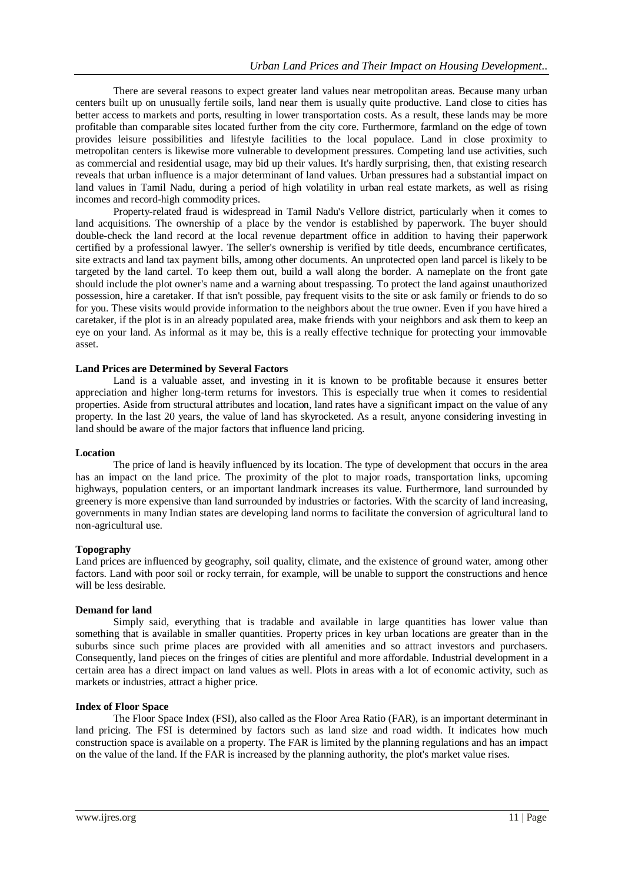There are several reasons to expect greater land values near metropolitan areas. Because many urban centers built up on unusually fertile soils, land near them is usually quite productive. Land close to cities has better access to markets and ports, resulting in lower transportation costs. As a result, these lands may be more profitable than comparable sites located further from the city core. Furthermore, farmland on the edge of town provides leisure possibilities and lifestyle facilities to the local populace. Land in close proximity to metropolitan centers is likewise more vulnerable to development pressures. Competing land use activities, such as commercial and residential usage, may bid up their values. It's hardly surprising, then, that existing research reveals that urban influence is a major determinant of land values. Urban pressures had a substantial impact on land values in Tamil Nadu, during a period of high volatility in urban real estate markets, as well as rising incomes and record-high commodity prices.

Property-related fraud is widespread in Tamil Nadu's Vellore district, particularly when it comes to land acquisitions. The ownership of a place by the vendor is established by paperwork. The buyer should double-check the land record at the local revenue department office in addition to having their paperwork certified by a professional lawyer. The seller's ownership is verified by title deeds, encumbrance certificates, site extracts and land tax payment bills, among other documents. An unprotected open land parcel is likely to be targeted by the land cartel. To keep them out, build a wall along the border. A nameplate on the front gate should include the plot owner's name and a warning about trespassing. To protect the land against unauthorized possession, hire a caretaker. If that isn't possible, pay frequent visits to the site or ask family or friends to do so for you. These visits would provide information to the neighbors about the true owner. Even if you have hired a caretaker, if the plot is in an already populated area, make friends with your neighbors and ask them to keep an eye on your land. As informal as it may be, this is a really effective technique for protecting your immovable asset.

**Land Prices are Determined by Several Factors**

Land is a valuable asset, and investing in it is known to be profitable because it ensures better appreciation and higher long-term returns for investors. This is especially true when it comes to residential properties. Aside from structural attributes and location, land rates have a significant impact on the value of any property. In the last 20 years, the value of land has skyrocketed. As a result, anyone considering investing in land should be aware of the major factors that influence land pricing.

**Location**

The price of land is heavily influenced by its location. The type of development that occurs in the area has an impact on the land price. The proximity of the plot to major roads, transportation links, upcoming highways, population centers, or an important landmark increases its value. Furthermore, land surrounded by greenery is more expensive than land surrounded by industries or factories. With the scarcity of land increasing, governments in many Indian states are developing land norms to facilitate the conversion of agricultural land to non-agricultural use.

**Topography**

Land prices are influenced by geography, soil quality, climate, and the existence of ground water, among other factors. Land with poor soil or rocky terrain, for example, will be unable to support the constructions and hence will be less desirable.

**Demand for land**

Simply said, everything that is tradable and available in large quantities has lower value than something that is available in smaller quantities. Property prices in key urban locations are greater than in the suburbs since such prime places are provided with all amenities and so attract investors and purchasers. Consequently, land pieces on the fringes of cities are plentiful and more affordable. Industrial development in a certain area has a direct impact on land values as well. Plots in areas with a lot of economic activity, such as markets or industries, attract a higher price.

**Index of Floor Space**

The Floor Space Index (FSI), also called as the Floor Area Ratio (FAR), is an important determinant in land pricing. The FSI is determined by factors such as land size and road width. It indicates how much construction space is available on a property. The FAR is limited by the planning regulations and has an impact on the value of the land. If the FAR is increased by the planning authority, the plot's market value rises.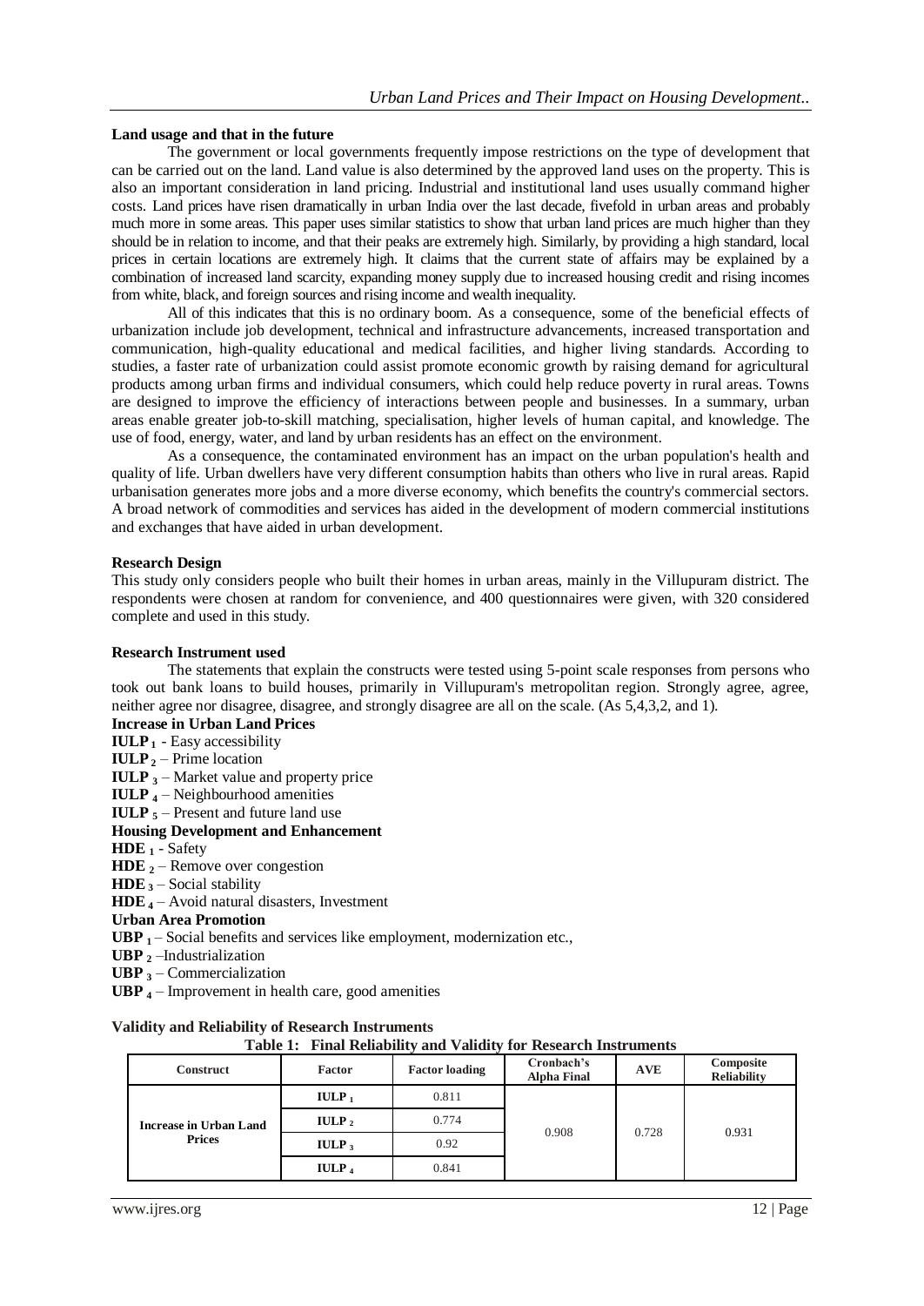**Land usage and that in the future**

The government or local governments frequently impose restrictions on the type of development that can be carried out on the land. Land value is also determined by the approved land uses on the property. This is also an important consideration in land pricing. Industrial and institutional land uses usually command higher costs. Land prices have risen dramatically in urban India over the last decade, fivefold in urban areas and probably much more in some areas. This paper uses similar statistics to show that urban land prices are much higher than they should be in relation to income, and that their peaks are extremely high. Similarly, by providing a high standard, local prices in certain locations are extremely high. It claims that the current state of affairs may be explained by a combination of increased land scarcity, expanding money supply due to increased housing credit and rising incomes from white, black, and foreign sources and rising income and wealth inequality.

All of this indicates that this is no ordinary boom. As a consequence, some of the beneficial effects of urbanization include job development, technical and infrastructure advancements, increased transportation and communication, high-quality educational and medical facilities, and higher living standards. According to studies, a faster rate of urbanization could assist promote economic growth by raising demand for agricultural products among urban firms and individual consumers, which could help reduce poverty in rural areas. Towns are designed to improve the efficiency of interactions between people and businesses. In a summary, urban areas enable greater job-to-skill matching, specialisation, higher levels of human capital, and knowledge. The use of food, energy, water, and land by urban residents has an effect on the environment.

As a consequence, the contaminated environment has an impact on the urban population's health and quality of life. Urban dwellers have very different consumption habits than others who live in rural areas. Rapid urbanisation generates more jobs and a more diverse economy, which benefits the country's commercial sectors. A broad network of commodities and services has aided in the development of modern commercial institutions and exchanges that have aided in urban development.

**Research Design**

This study only considers people who built their homes in urban areas, mainly in the Villupuram district. The respondents were chosen at random for convenience, and 400 questionnaires were given, with 320 considered complete and used in this study.

**Research Instrument used**

The statements that explain the constructs were tested using 5-point scale responses from persons who took out bank loans to build houses, primarily in Villupuram's metropolitan region. Strongly agree, agree, neither agree nor disagree, disagree, and strongly disagree are all on the scale. (As 5,4,3,2, and 1).

**Increase in Urban Land Prices**

**$IULP_1$** - Easy accessibility
**$IULP_2$** – Prime location
**$IULP_3$** – Market value and property price
**$IULP_4$** – Neighbourhood amenities
**$IULP_5$** – Present and future land use

**Housing Development and Enhancement**

**$HDE_1$** - Safety
**$HDE_2$** – Remove over congestion
**$HDE_3$** – Social stability
**$HDE_4$** – Avoid natural disasters, Investment

**Urban Area Promotion**

**$UBP_1$** – Social benefits and services like employment, modernization etc.,
**$UBP_2$** –Industrialization
**$UBP_3$** – Commercialization
**$UBP_4$** – Improvement in health care, good amenities

**Validity and Reliability of Research Instruments**

**Table 1: Final Reliability and Validity for Research Instruments**

| Construct | Factor | Factor loading | Cronbach's Alpha Final | AVE | Composite Reliability |
|---|---|---|---|---|---|
| Increase in Urban Land Prices | $IULP_1$ | 0.811 | 0.908 | 0.728 | 0.931 |
| | $IULP_2$ | 0.774 | | | |
| | $IULP_3$ | 0.92 | | | |
| | $IULP_4$ | 0.841 | | | |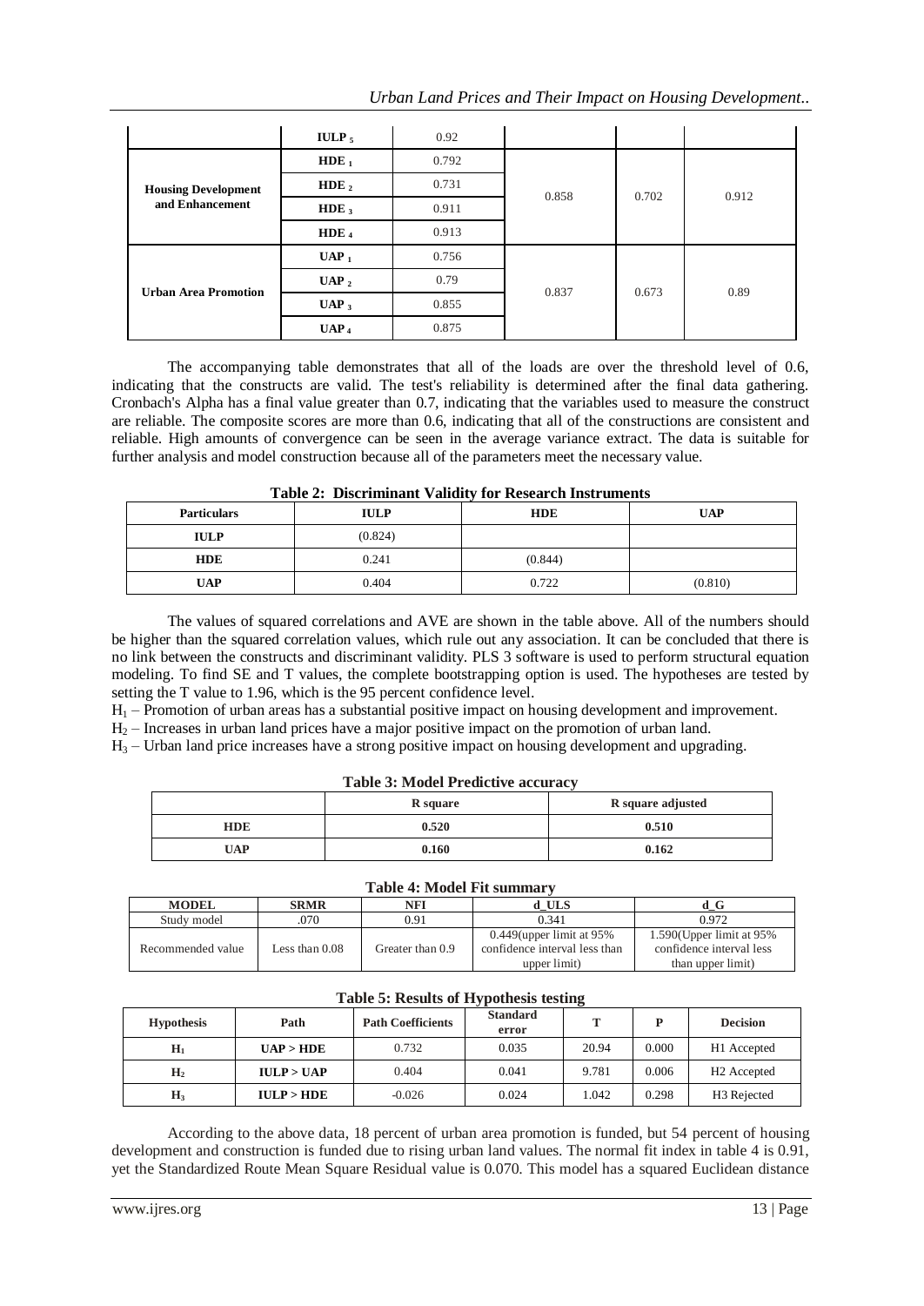| | $IULP_5$ | 0.92 | | | |
|---|---|---|---|---|---|
| **Housing Development and Enhancement** | $HDE_1$ | 0.792 | 0.858 | 0.702 | 0.912 |
| | $HDE_2$ | 0.731 | | | |
| | $HDE_3$ | 0.911 | | | |
| | $HDE_4$ | 0.913 | | | |
| **Urban Area Promotion** | $UAP_1$ | 0.756 | 0.837 | 0.673 | 0.89 |
| | $UAP_2$ | 0.79 | | | |
| | $UAP_3$ | 0.855 | | | |
| | $UAP_4$ | 0.875 | | | |

The accompanying table demonstrates that all of the loads are over the threshold level of 0.6, indicating that the constructs are valid. The test's reliability is determined after the final data gathering. Cronbach's Alpha has a final value greater than 0.7, indicating that the variables used to measure the construct are reliable. The composite scores are more than 0.6, indicating that all of the constructions are consistent and reliable. High amounts of convergence can be seen in the average variance extract. The data is suitable for further analysis and model construction because all of the parameters meet the necessary value.

**Table 2: Discriminant Validity for Research Instruments**

| Particulars | IULP | HDE | UAP |
|---|---|---|---|
| **IULP** | (0.824) | | |
| **HDE** | 0.241 | (0.844) | |
| **UAP** | 0.404 | 0.722 | (0.810) |

The values of squared correlations and AVE are shown in the table above. All of the numbers should be higher than the squared correlation values, which rule out any association. It can be concluded that there is no link between the constructs and discriminant validity. PLS 3 software is used to perform structural equation modeling. To find SE and T values, the complete bootstrapping option is used. The hypotheses are tested by setting the T value to 1.96, which is the 95 percent confidence level.

$H_1$ – Promotion of urban areas has a substantial positive impact on housing development and improvement.
$H_2$ – Increases in urban land prices have a major positive impact on the promotion of urban land.
$H_3$ – Urban land price increases have a strong positive impact on housing development and upgrading.

**Table 3: Model Predictive accuracy**

| | R square | R square adjusted |
|---|---|---|
| **HDE** | **0.520** | **0.510** |
| **UAP** | **0.160** | **0.162** |

**Table 4: Model Fit summary**

| MODEL | SRMR | NFI | d_ULS | d_G |
|---|---|---|---|---|
| Study model | .070 | 0.91 | 0.341 | 0.972 |
| Recommended value | Less than 0.08 | Greater than 0.9 | 0.449(upper limit at 95% confidence interval less than upper limit) | 1.590(Upper limit at 95% confidence interval less than upper limit) |

**Table 5: Results of Hypothesis testing**

| Hypothesis | Path | Path Coefficients | Standard error | T | P | Decision |
|---|---|---|---|---|---|---|
| $H_1$ | **UAP > HDE** | 0.732 | 0.035 | 20.94 | 0.000 | H1 Accepted |
| $H_2$ | **IULP > UAP** | 0.404 | 0.041 | 9.781 | 0.006 | H2 Accepted |
| $H_3$ | **IULP > HDE** | -0.026 | 0.024 | 1.042 | 0.298 | H3 Rejected |

According to the above data, 18 percent of urban area promotion is funded, but 54 percent of housing development and construction is funded due to rising urban land values. The normal fit index in table 4 is 0.91, yet the Standardized Route Mean Square Residual value is 0.070. This model has a squared Euclidean distance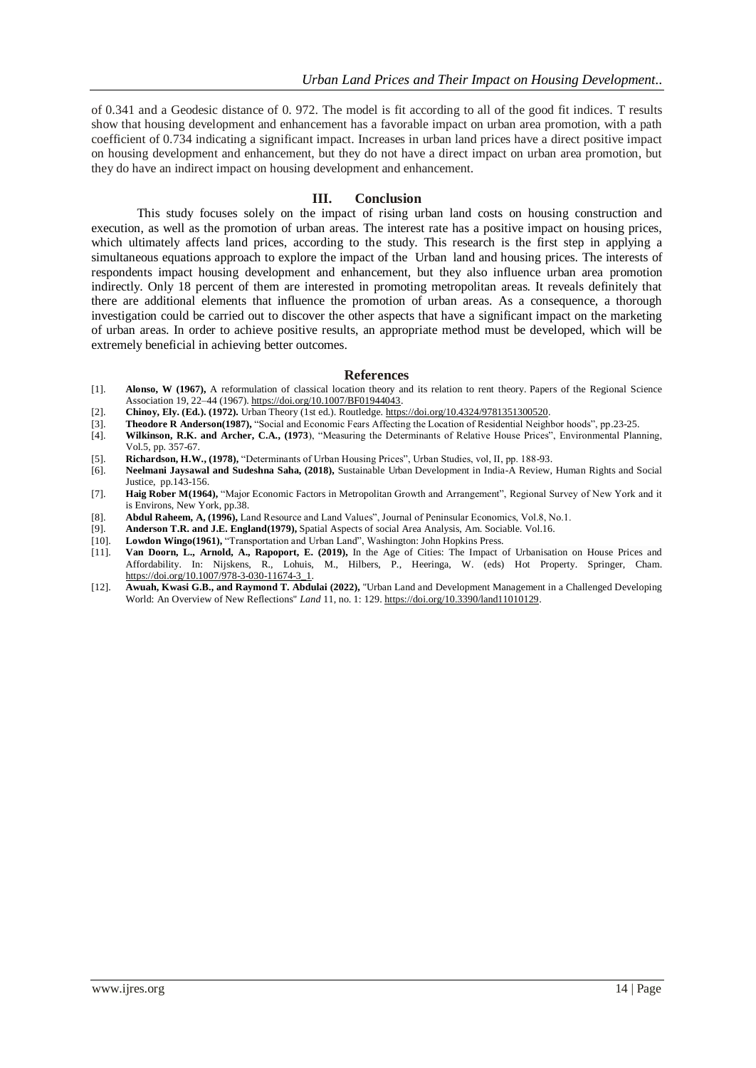of 0.341 and a Geodesic distance of 0. 972. The model is fit according to all of the good fit indices. T results show that housing development and enhancement has a favorable impact on urban area promotion, with a path coefficient of 0.734 indicating a significant impact. Increases in urban land prices have a direct positive impact on housing development and enhancement, but they do not have a direct impact on urban area promotion, but they do have an indirect impact on housing development and enhancement.

## III. Conclusion

This study focuses solely on the impact of rising urban land costs on housing construction and execution, as well as the promotion of urban areas. The interest rate has a positive impact on housing prices, which ultimately affects land prices, according to the study. This research is the first step in applying a simultaneous equations approach to explore the impact of the Urban land and housing prices. The interests of respondents impact housing development and enhancement, but they also influence urban area promotion indirectly. Only 18 percent of them are interested in promoting metropolitan areas. It reveals definitely that there are additional elements that influence the promotion of urban areas. As a consequence, a thorough investigation could be carried out to discover the other aspects that have a significant impact on the marketing of urban areas. In order to achieve positive results, an appropriate method must be developed, which will be extremely beneficial in achieving better outcomes.

## References

[1]. **Alonso, W (1967),** A reformulation of classical location theory and its relation to rent theory. Papers of the Regional Science Association 19, 22–44 (1967). https://doi.org/10.1007/BF01944043.

[2]. **Chinoy, Ely. (Ed.). (1972).** Urban Theory (1st ed.). Routledge. https://doi.org/10.4324/9781351300520.

[3]. **Theodore R Anderson(1987),** "Social and Economic Fears Affecting the Location of Residential Neighbor hoods", pp.23-25.

[4]. **Wilkinson, R.K. and Archer, C.A., (1973**), "Measuring the Determinants of Relative House Prices", Environmental Planning, Vol.5, pp. 357-67.

[5]. **Richardson, H.W., (1978),** "Determinants of Urban Housing Prices", Urban Studies, vol, II, pp. 188-93.

[6]. **Neelmani Jaysawal and Sudeshna Saha, (2018),** Sustainable Urban Development in India-A Review, Human Rights and Social Justice, pp.143-156.

[7]. **Haig Rober M(1964),** "Major Economic Factors in Metropolitan Growth and Arrangement", Regional Survey of New York and it is Environs, New York, pp.38.

[8]. **Abdul Raheem, A, (1996),** Land Resource and Land Values", Journal of Peninsular Economics, Vol.8, No.1.

[9]. **Anderson T.R. and J.E. England(1979),** Spatial Aspects of social Area Analysis, Am. Sociable. Vol.16.

[10]. **Lowdon Wingo(1961),** "Transportation and Urban Land", Washington: John Hopkins Press.

[11]. **Van Doorn, L., Arnold, A., Rapoport, E. (2019),** In the Age of Cities: The Impact of Urbanisation on House Prices and Affordability. In: Nijskens, R., Lohuis, M., Hilbers, P., Heeringa, W. (eds) Hot Property. Springer, Cham. https://doi.org/10.1007/978-3-030-11674-3_1.

[12]. **Awuah, Kwasi G.B., and Raymond T. Abdulai (2022),** "Urban Land and Development Management in a Challenged Developing World: An Overview of New Reflections" *Land* 11, no. 1: 129. https://doi.org/10.3390/land11010129.